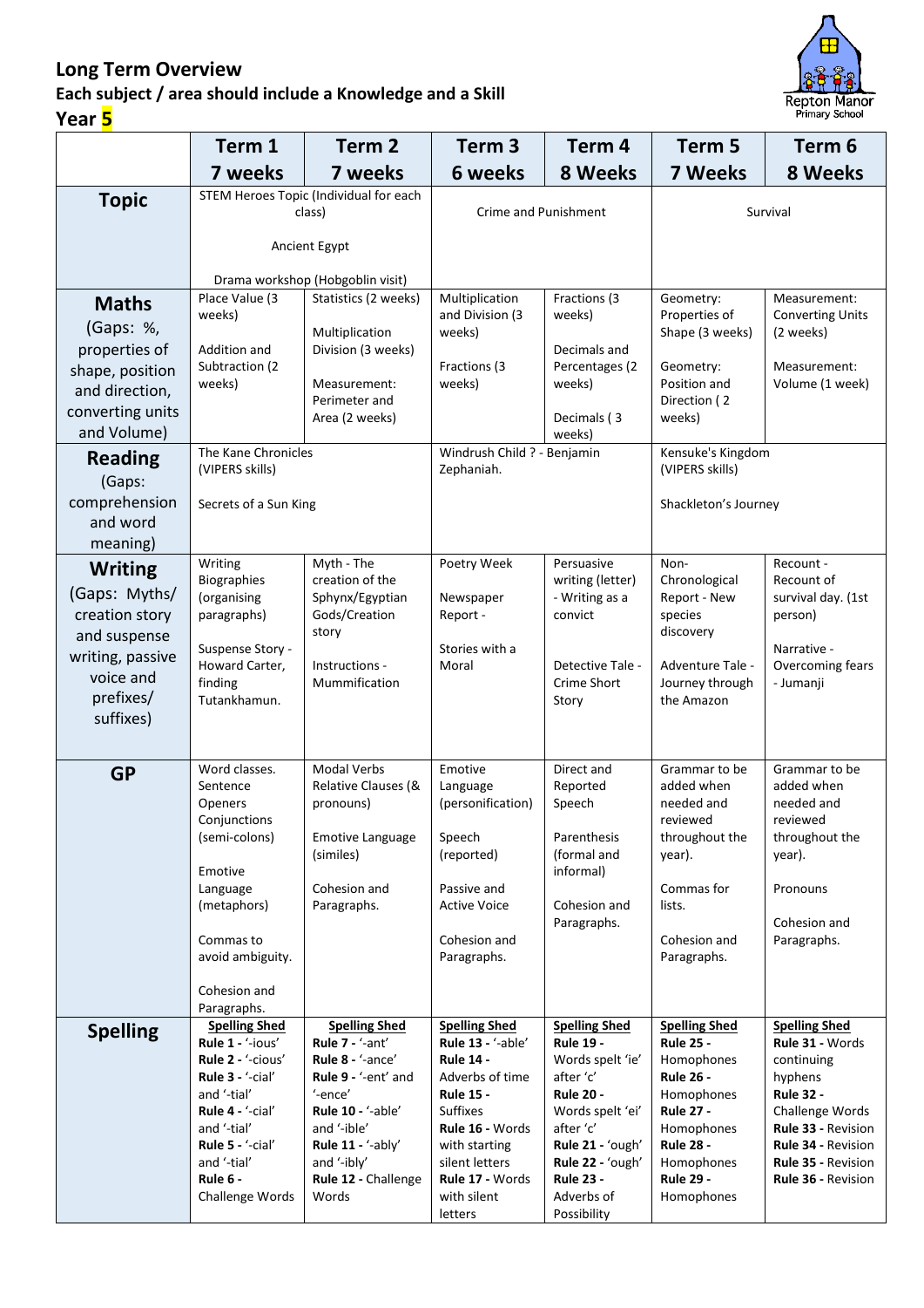# Long Term Overview

## Each subject / area should include a Knowledge and a Skill

## Year 5

Repton Manor Primary School

| | Term 1<br>7 weeks | Term 2<br>7 weeks | Term 3<br>6 weeks | Term 4<br>8 Weeks | Term 5<br>7 Weeks | Term 6<br>8 Weeks |
|---|---|---|---|---|---|---|
| **Topic** | STEM Heroes Topic (Individual for each class)<br><br>Ancient Egypt<br><br>Drama workshop (Hobgoblin visit) | | Crime and Punishment | | Survival | |
| **Maths**<br>(Gaps: %, properties of shape, position and direction, converting units and Volume) | Place Value (3 weeks)<br><br>Addition and Subtraction (2 weeks) | Statistics (2 weeks)<br><br>Multiplication Division (3 weeks)<br><br>Measurement: Perimeter and Area (2 weeks) | Multiplication and Division (3 weeks)<br><br>Fractions (3 weeks) | Fractions (3 weeks)<br><br>Decimals and Percentages (2 weeks)<br><br>Decimals ( 3 weeks) | Geometry: Properties of Shape (3 weeks)<br><br>Geometry: Position and Direction ( 2 weeks) | Measurement: Converting Units (2 weeks)<br><br>Measurement: Volume (1 week) |
| **Reading**<br>(Gaps: comprehension and word meaning) | The Kane Chronicles (VIPERS skills)<br><br>Secrets of a Sun King | | Windrush Child ? - Benjamin Zephaniah. | | Kensuke's Kingdom (VIPERS skills)<br><br>Shackleton's Journey | |
| **Writing**<br>(Gaps: Myths/ creation story and suspense writing, passive voice and prefixes/ suffixes) | Writing Biographies (organising paragraphs)<br><br>Suspense Story - Howard Carter, finding Tutankhamun. | Myth - The creation of the Sphynx/Egyptian Gods/Creation story<br><br>Instructions - Mummification | Poetry Week<br><br>Newspaper Report -<br><br>Stories with a Moral | Persuasive writing (letter) - Writing as a convict<br><br>Detective Tale - Crime Short Story | Non-Chronological Report - New species discovery<br><br>Adventure Tale - Journey through the Amazon | Recount - Recount of survival day. (1st person)<br><br>Narrative - Overcoming fears - Jumanji |
| **GP** | Word classes. Sentence Openers Conjunctions (semi-colons)<br><br>Emotive Language (metaphors)<br><br>Commas to avoid ambiguity.<br><br>Cohesion and Paragraphs. | Modal Verbs Relative Clauses (& pronouns)<br><br>Emotive Language (similes)<br><br>Cohesion and Paragraphs. | Emotive Language (personification)<br><br>Speech (reported)<br><br>Passive and Active Voice<br><br>Cohesion and Paragraphs. | Direct and Reported Speech<br><br>Parenthesis (formal and informal)<br><br>Cohesion and Paragraphs. | Grammar to be added when needed and reviewed throughout the year).<br><br>Commas for lists.<br><br>Cohesion and Paragraphs. | Grammar to be added when needed and reviewed throughout the year).<br><br>Pronouns<br><br>Cohesion and Paragraphs. |
| **Spelling** | **Spelling Shed**<br>**Rule 1 -** '-ious'<br>**Rule 2 -** '-cious'<br>**Rule 3 -** '-cial' and '-tial'<br>**Rule 4 -** '-cial' and '-tial'<br>**Rule 5 -** '-cial' and '-tial'<br>**Rule 6 -** Challenge Words | **Spelling Shed**<br>**Rule 7 -** '-ant'<br>**Rule 8 -** '-ance'<br>**Rule 9 -** '-ent' and '-ence'<br>**Rule 10 -** '-able' and '-ible'<br>**Rule 11 -** '-ably' and '-ibly'<br>**Rule 12 -** Challenge Words | **Spelling Shed**<br>**Rule 13 -** '-able'<br>**Rule 14 -** Adverbs of time<br>**Rule 15 -** Suffixes<br>**Rule 16 -** Words with starting silent letters<br>**Rule 17 -** Words with silent letters | **Spelling Shed**<br>**Rule 19 -** Words spelt 'ie' after 'c'<br>**Rule 20 -** Words spelt 'ei' after 'c'<br>**Rule 21 -** 'ough'<br>**Rule 22 -** 'ough'<br>**Rule 23 -** Adverbs of Possibility | **Spelling Shed**<br>**Rule 25 -** Homophones<br>**Rule 26 -** Homophones<br>**Rule 27 -** Homophones<br>**Rule 28 -** Homophones<br>**Rule 29 -** Homophones | **Spelling Shed**<br>**Rule 31 -** Words continuing hyphens<br>**Rule 32 -** Challenge Words<br>**Rule 33 -** Revision<br>**Rule 34 -** Revision<br>**Rule 35 -** Revision<br>**Rule 36 -** Revision |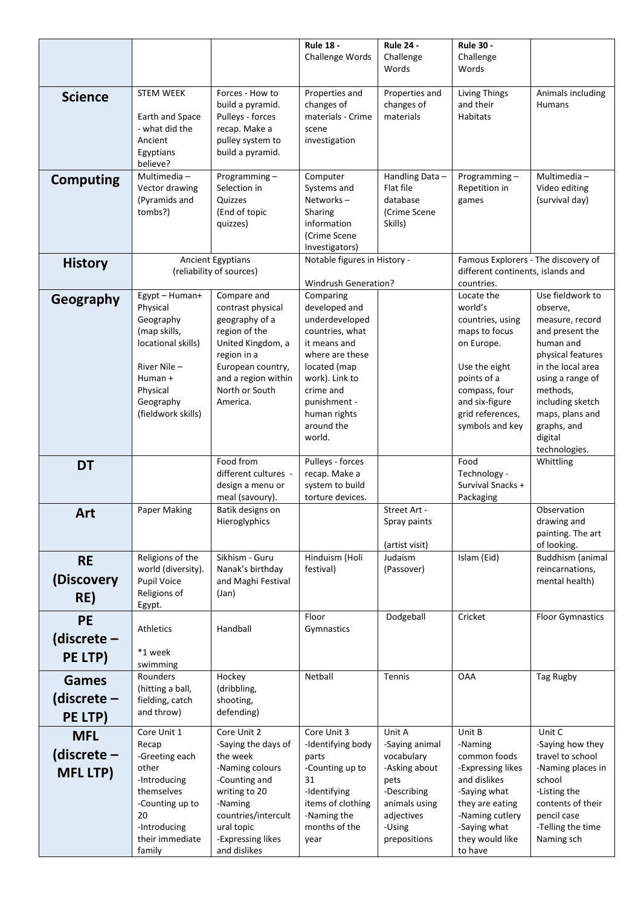| | | | Rule 18 - Challenge Words | Rule 24 - Challenge Words | Rule 30 - Challenge Words | |
|---|---|---|---|---|---|---|
| **Science** | STEM WEEK<br><br>Earth and Space - what did the Ancient Egyptians believe? | Forces - How to build a pyramid. Pulleys - forces recap. Make a pulley system to build a pyramid. | Properties and changes of materials - Crime scene investigation | Properties and changes of materials | Living Things and their Habitats | Animals including Humans |
| **Computing** | Multimedia – Vector drawing (Pyramids and tombs?) | Programming – Selection in Quizzes (End of topic quizzes) | Computer Systems and Networks – Sharing information (Crime Scene Investigators) | Handling Data – Flat file database (Crime Scene Skills) | Programming – Repetition in games | Multimedia – Video editing (survival day) |
| **History** | Ancient Egyptians (reliability of sources) | | Notable figures in History -<br><br>Windrush Generation? | | Famous Explorers - The discovery of different continents, islands and countries. | |
| **Geography** | Egypt – Human+ Physical Geography (map skills, locational skills)<br><br>River Nile – Human + Physical Geography (fieldwork skills) | Compare and contrast physical geography of a region of the United Kingdom, a region in a European country, and a region within North or South America. | Comparing developed and underdeveloped countries, what it means and where are these located (map work). Link to crime and punishment - human rights around the world. | | Locate the world's countries, using maps to focus on Europe.<br><br>Use the eight points of a compass, four and six-figure grid references, symbols and key | Use fieldwork to observe, measure, record and present the human and physical features in the local area using a range of methods, including sketch maps, plans and graphs, and digital technologies. |
| **DT** | | Food from different cultures - design a menu or meal (savoury). | Pulleys - forces recap. Make a system to build torture devices. | | Food Technology - Survival Snacks + Packaging | Whittling |
| **Art** | Paper Making | Batik designs on Hieroglyphics | | Street Art - Spray paints<br><br>(artist visit) | | Observation drawing and painting. The art of looking. |
| **RE (Discovery RE)** | Religions of the world (diversity). Pupil Voice Religions of Egypt. | Sikhism - Guru Nanak's birthday and Maghi Festival (Jan) | Hinduism (Holi festival) | Judaism (Passover) | Islam (Eid) | Buddhism (animal reincarnations, mental health) |
| **PE (discrete – PE LTP)** | Athletics<br><br>*1 week swimming | Handball | Floor Gymnastics | Dodgeball | Cricket | Floor Gymnastics |
| **Games (discrete – PE LTP)** | Rounders (hitting a ball, fielding, catch and throw) | Hockey (dribbling, shooting, defending) | Netball | Tennis | OAA | Tag Rugby |
| **MFL (discrete – MFL LTP)** | Core Unit 1 Recap<br>-Greeting each other<br>-Introducing themselves<br>-Counting up to 20<br>-Introducing their immediate family | Core Unit 2<br>-Saying the days of the week<br>-Naming colours<br>-Counting and writing to 20<br>-Naming countries/intercultural topic<br>-Expressing likes and dislikes | Core Unit 3<br>-Identifying body parts<br>-Counting up to 31<br>-Identifying items of clothing<br>-Naming the months of the year | Unit A<br>-Saying animal vocabulary<br>-Asking about pets<br>-Describing animals using adjectives<br>-Using prepositions | Unit B<br>-Naming common foods<br>-Expressing likes and dislikes<br>-Saying what they are eating<br>-Naming cutlery<br>-Saying what they would like to have | Unit C<br>-Saying how they travel to school<br>-Naming places in school<br>-Listing the contents of their pencil case<br>-Telling the time Naming sch |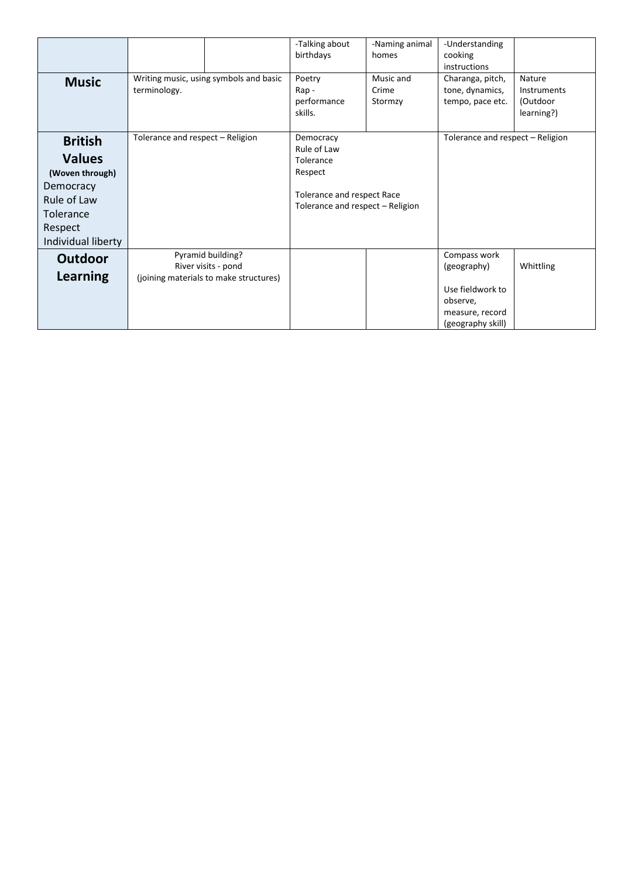| | | | | | | |
|---|---|---|---|---|---|---|
| | | | -Talking about birthdays | -Naming animal homes | -Understanding cooking instructions | |
| **Music** | Writing music, using symbols and basic terminology. | | Poetry<br>Rap - performance skills. | Music and Crime<br>Stormzy | Charanga, pitch, tone, dynamics, tempo, pace etc. | Nature Instruments (Outdoor learning?) |
| **British Values**<br>**(Woven through)**<br>Democracy<br>Rule of Law<br>Tolerance<br>Respect<br>Individual liberty | Tolerance and respect – Religion | | Democracy<br>Rule of Law<br>Tolerance<br>Respect<br><br>Tolerance and respect Race<br>Tolerance and respect – Religion | | Tolerance and respect – Religion | |
| **Outdoor Learning** | Pyramid building?<br>River visits - pond<br>(joining materials to make structures) | | | | Compass work (geography)<br><br>Use fieldwork to observe, measure, record (geography skill) | Whittling |